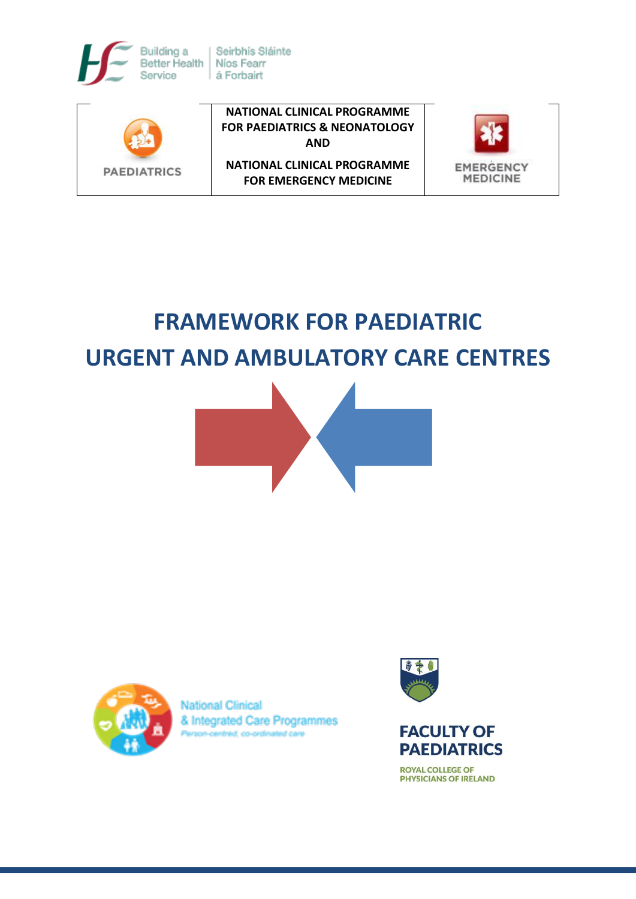Building a Better Health Service | Seirbhís Sláinte Níos Fearr á Forbairt

| PAEDIATRICS | NATIONAL CLINICAL PROGRAMME FOR PAEDIATRICS & NEONATOLOGY AND NATIONAL CLINICAL PROGRAMME FOR EMERGENCY MEDICINE | EMERGENCY MEDICINE |
|---|---|---|

# FRAMEWORK FOR PAEDIATRIC URGENT AND AMBULATORY CARE CENTRES

National Clinical & Integrated Care Programmes
Person-centred, co-ordinated care

FACULTY OF PAEDIATRICS
ROYAL COLLEGE OF PHYSICIANS OF IRELAND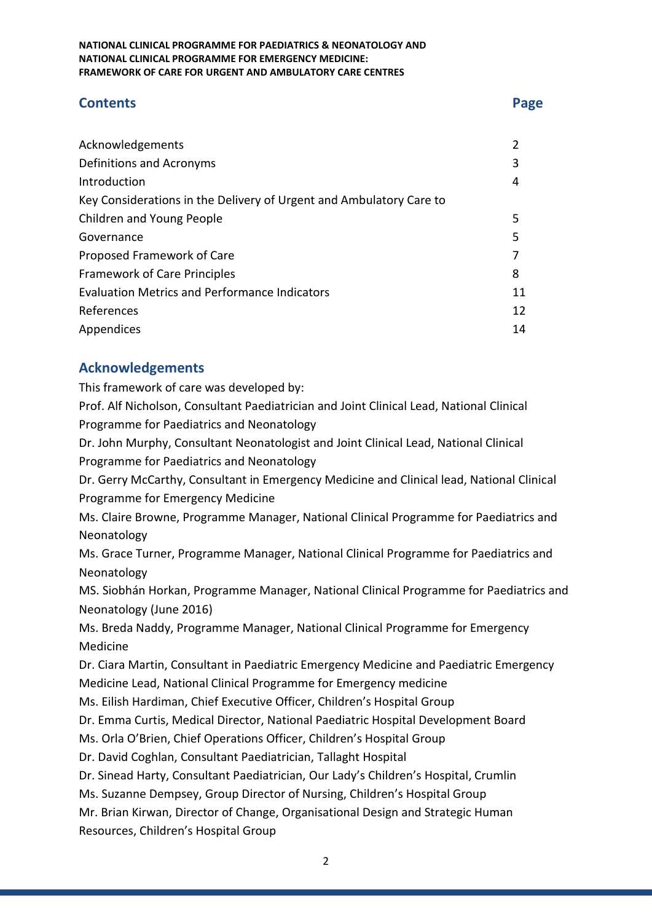## Contents

| | Page |
|---|---|
| Acknowledgements | 2 |
| Definitions and Acronyms | 3 |
| Introduction | 4 |
| Key Considerations in the Delivery of Urgent and Ambulatory Care to Children and Young People | 5 |
| Governance | 5 |
| Proposed Framework of Care | 7 |
| Framework of Care Principles | 8 |
| Evaluation Metrics and Performance Indicators | 11 |
| References | 12 |
| Appendices | 14 |

## Acknowledgements

This framework of care was developed by:

Prof. Alf Nicholson, Consultant Paediatrician and Joint Clinical Lead, National Clinical Programme for Paediatrics and Neonatology

Dr. John Murphy, Consultant Neonatologist and Joint Clinical Lead, National Clinical Programme for Paediatrics and Neonatology

Dr. Gerry McCarthy, Consultant in Emergency Medicine and Clinical lead, National Clinical Programme for Emergency Medicine

Ms. Claire Browne, Programme Manager, National Clinical Programme for Paediatrics and Neonatology

Ms. Grace Turner, Programme Manager, National Clinical Programme for Paediatrics and Neonatology

MS. Siobhán Horkan, Programme Manager, National Clinical Programme for Paediatrics and Neonatology (June 2016)

Ms. Breda Naddy, Programme Manager, National Clinical Programme for Emergency Medicine

Dr. Ciara Martin, Consultant in Paediatric Emergency Medicine and Paediatric Emergency Medicine Lead, National Clinical Programme for Emergency medicine

Ms. Eilish Hardiman, Chief Executive Officer, Children's Hospital Group

Dr. Emma Curtis, Medical Director, National Paediatric Hospital Development Board

Ms. Orla O'Brien, Chief Operations Officer, Children's Hospital Group

Dr. David Coghlan, Consultant Paediatrician, Tallaght Hospital

Dr. Sinead Harty, Consultant Paediatrician, Our Lady's Children's Hospital, Crumlin

Ms. Suzanne Dempsey, Group Director of Nursing, Children's Hospital Group

Mr. Brian Kirwan, Director of Change, Organisational Design and Strategic Human Resources, Children's Hospital Group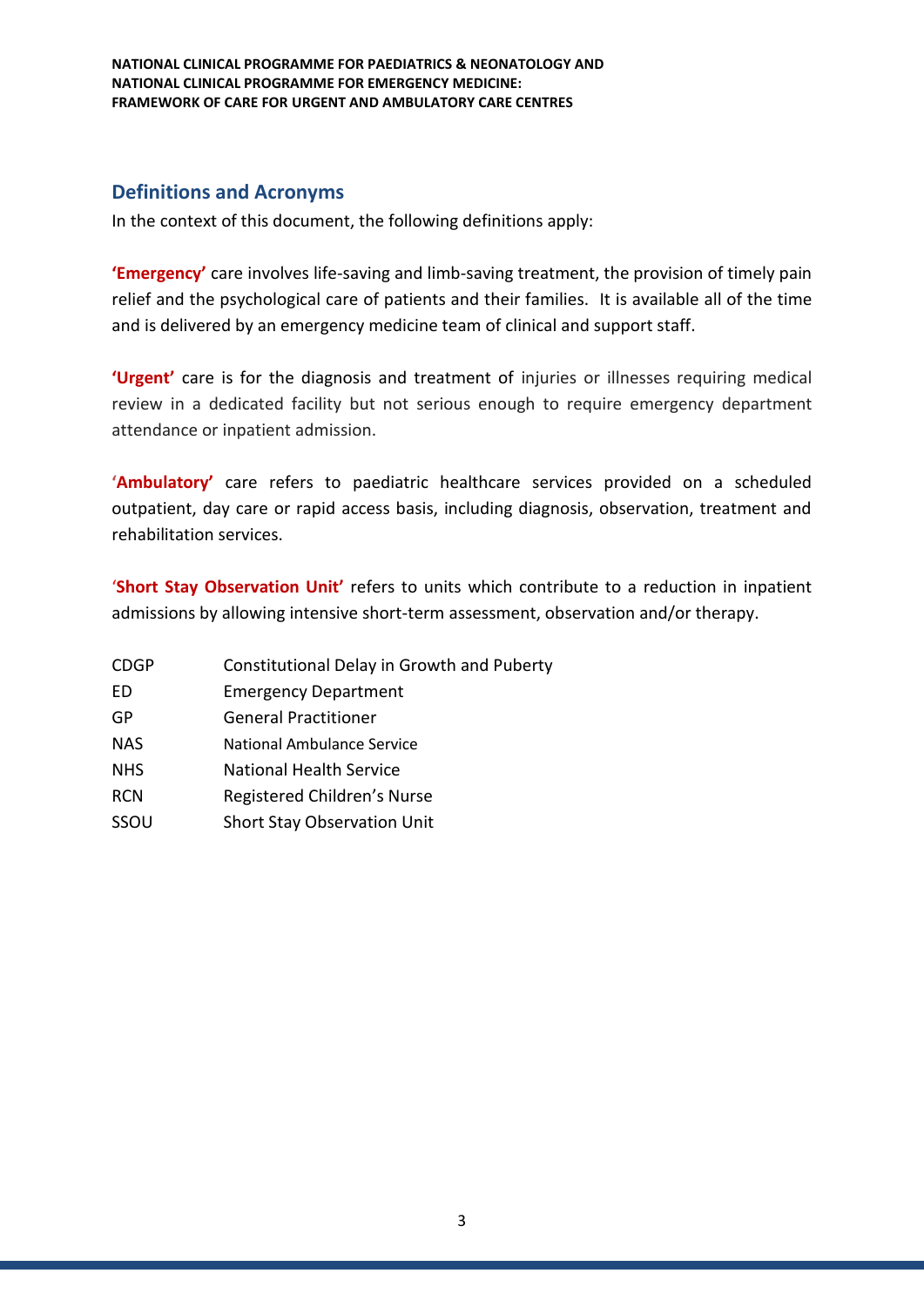## Definitions and Acronyms

In the context of this document, the following definitions apply:

**'Emergency'** care involves life-saving and limb-saving treatment, the provision of timely pain relief and the psychological care of patients and their families. It is available all of the time and is delivered by an emergency medicine team of clinical and support staff.

**'Urgent'** care is for the diagnosis and treatment of injuries or illnesses requiring medical review in a dedicated facility but not serious enough to require emergency department attendance or inpatient admission.

**'Ambulatory'** care refers to paediatric healthcare services provided on a scheduled outpatient, day care or rapid access basis, including diagnosis, observation, treatment and rehabilitation services.

**'Short Stay Observation Unit'** refers to units which contribute to a reduction in inpatient admissions by allowing intensive short-term assessment, observation and/or therapy.

| | |
|---|---|
| CDGP | Constitutional Delay in Growth and Puberty |
| ED | Emergency Department |
| GP | General Practitioner |
| NAS | National Ambulance Service |
| NHS | National Health Service |
| RCN | Registered Children's Nurse |
| SSOU | Short Stay Observation Unit |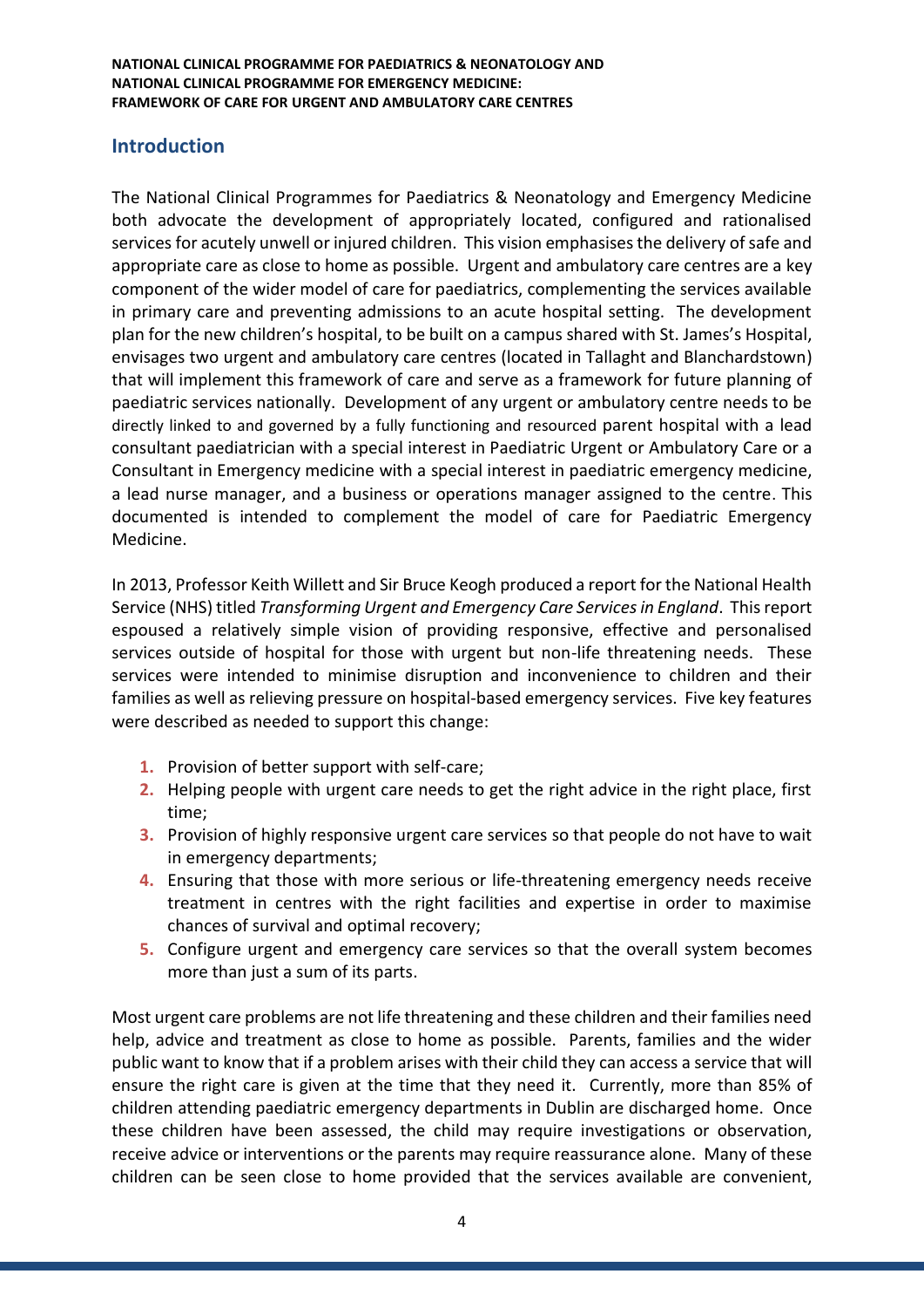## Introduction

The National Clinical Programmes for Paediatrics & Neonatology and Emergency Medicine both advocate the development of appropriately located, configured and rationalised services for acutely unwell or injured children. This vision emphasises the delivery of safe and appropriate care as close to home as possible. Urgent and ambulatory care centres are a key component of the wider model of care for paediatrics, complementing the services available in primary care and preventing admissions to an acute hospital setting. The development plan for the new children's hospital, to be built on a campus shared with St. James's Hospital, envisages two urgent and ambulatory care centres (located in Tallaght and Blanchardstown) that will implement this framework of care and serve as a framework for future planning of paediatric services nationally. Development of any urgent or ambulatory centre needs to be directly linked to and governed by a fully functioning and resourced parent hospital with a lead consultant paediatrician with a special interest in Paediatric Urgent or Ambulatory Care or a Consultant in Emergency medicine with a special interest in paediatric emergency medicine, a lead nurse manager, and a business or operations manager assigned to the centre. This documented is intended to complement the model of care for Paediatric Emergency Medicine.

In 2013, Professor Keith Willett and Sir Bruce Keogh produced a report for the National Health Service (NHS) titled *Transforming Urgent and Emergency Care Services in England*. This report espoused a relatively simple vision of providing responsive, effective and personalised services outside of hospital for those with urgent but non-life threatening needs. These services were intended to minimise disruption and inconvenience to children and their families as well as relieving pressure on hospital-based emergency services. Five key features were described as needed to support this change:

1. Provision of better support with self-care;
2. Helping people with urgent care needs to get the right advice in the right place, first time;
3. Provision of highly responsive urgent care services so that people do not have to wait in emergency departments;
4. Ensuring that those with more serious or life-threatening emergency needs receive treatment in centres with the right facilities and expertise in order to maximise chances of survival and optimal recovery;
5. Configure urgent and emergency care services so that the overall system becomes more than just a sum of its parts.

Most urgent care problems are not life threatening and these children and their families need help, advice and treatment as close to home as possible. Parents, families and the wider public want to know that if a problem arises with their child they can access a service that will ensure the right care is given at the time that they need it. Currently, more than 85% of children attending paediatric emergency departments in Dublin are discharged home. Once these children have been assessed, the child may require investigations or observation, receive advice or interventions or the parents may require reassurance alone. Many of these children can be seen close to home provided that the services available are convenient,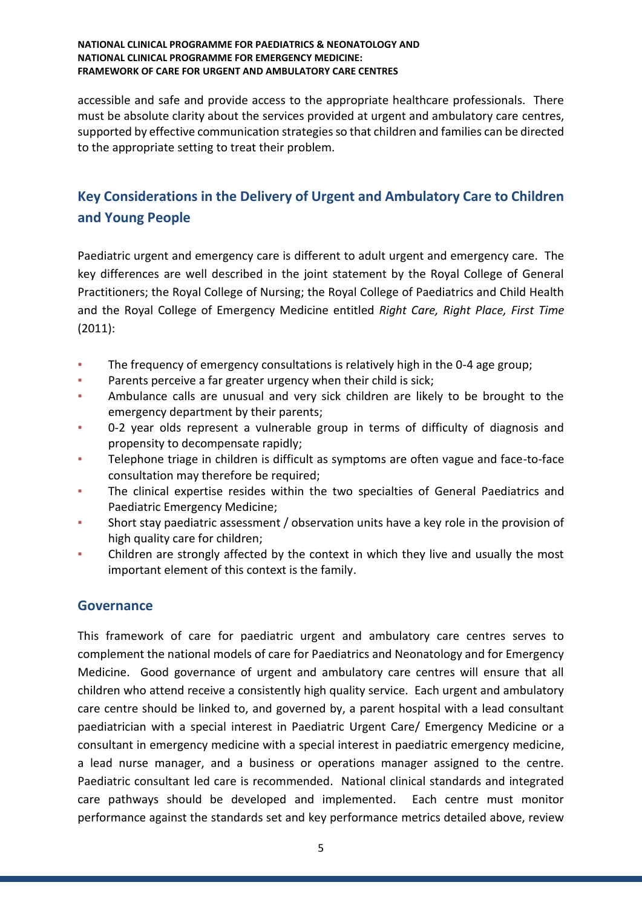accessible and safe and provide access to the appropriate healthcare professionals. There must be absolute clarity about the services provided at urgent and ambulatory care centres, supported by effective communication strategies so that children and families can be directed to the appropriate setting to treat their problem.

## Key Considerations in the Delivery of Urgent and Ambulatory Care to Children and Young People

Paediatric urgent and emergency care is different to adult urgent and emergency care. The key differences are well described in the joint statement by the Royal College of General Practitioners; the Royal College of Nursing; the Royal College of Paediatrics and Child Health and the Royal College of Emergency Medicine entitled *Right Care, Right Place, First Time* (2011):

- The frequency of emergency consultations is relatively high in the 0-4 age group;
- Parents perceive a far greater urgency when their child is sick;
- Ambulance calls are unusual and very sick children are likely to be brought to the emergency department by their parents;
- 0-2 year olds represent a vulnerable group in terms of difficulty of diagnosis and propensity to decompensate rapidly;
- Telephone triage in children is difficult as symptoms are often vague and face-to-face consultation may therefore be required;
- The clinical expertise resides within the two specialties of General Paediatrics and Paediatric Emergency Medicine;
- Short stay paediatric assessment / observation units have a key role in the provision of high quality care for children;
- Children are strongly affected by the context in which they live and usually the most important element of this context is the family.

## Governance

This framework of care for paediatric urgent and ambulatory care centres serves to complement the national models of care for Paediatrics and Neonatology and for Emergency Medicine. Good governance of urgent and ambulatory care centres will ensure that all children who attend receive a consistently high quality service. Each urgent and ambulatory care centre should be linked to, and governed by, a parent hospital with a lead consultant paediatrician with a special interest in Paediatric Urgent Care/ Emergency Medicine or a consultant in emergency medicine with a special interest in paediatric emergency medicine, a lead nurse manager, and a business or operations manager assigned to the centre. Paediatric consultant led care is recommended. National clinical standards and integrated care pathways should be developed and implemented. Each centre must monitor performance against the standards set and key performance metrics detailed above, review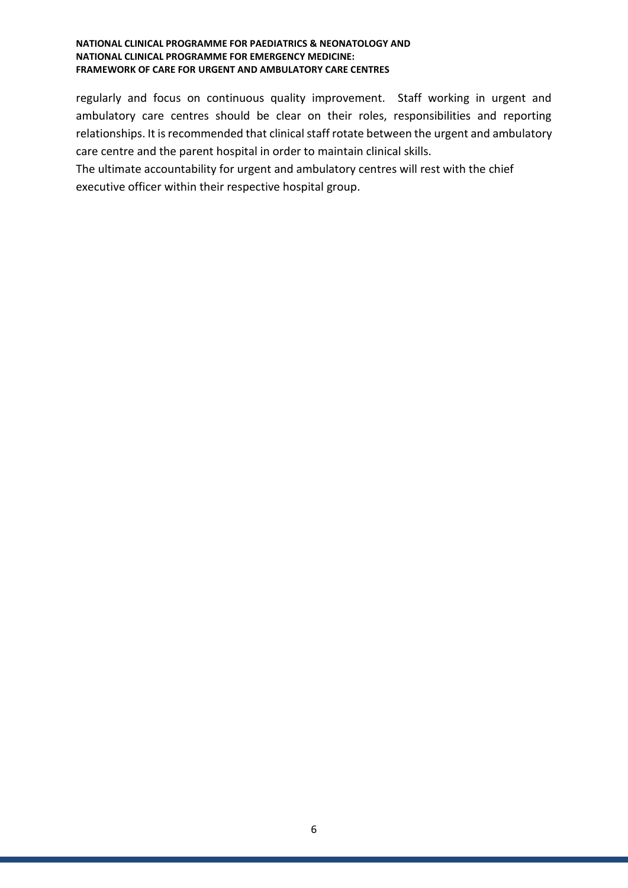regularly and focus on continuous quality improvement. Staff working in urgent and ambulatory care centres should be clear on their roles, responsibilities and reporting relationships. It is recommended that clinical staff rotate between the urgent and ambulatory care centre and the parent hospital in order to maintain clinical skills.

The ultimate accountability for urgent and ambulatory centres will rest with the chief executive officer within their respective hospital group.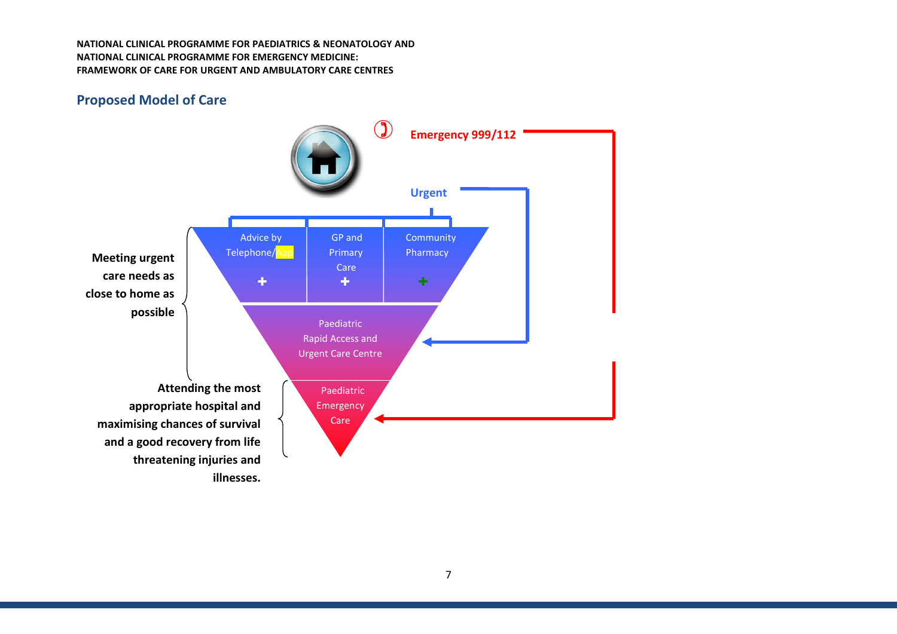## Proposed Model of Care

Emergency 999/112

Urgent

| Advice by Telephone/App | GP and Primary Care | Community Pharmacy |
|---|---|---|

Paediatric Rapid Access and Urgent Care Centre

Paediatric Emergency Care

**Meeting urgent care needs as close to home as possible**

**Attending the most appropriate hospital and maximising chances of survival and a good recovery from life threatening injuries and illnesses.**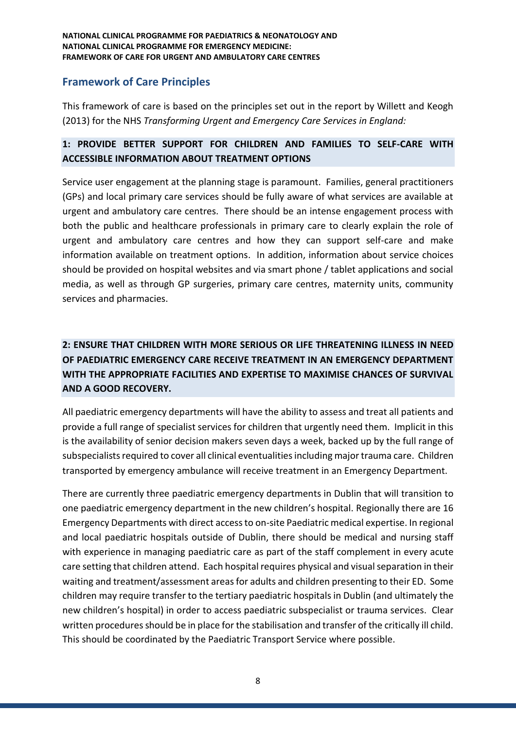## Framework of Care Principles

This framework of care is based on the principles set out in the report by Willett and Keogh (2013) for the NHS *Transforming Urgent and Emergency Care Services in England:*

**1: PROVIDE BETTER SUPPORT FOR CHILDREN AND FAMILIES TO SELF-CARE WITH ACCESSIBLE INFORMATION ABOUT TREATMENT OPTIONS**

Service user engagement at the planning stage is paramount. Families, general practitioners (GPs) and local primary care services should be fully aware of what services are available at urgent and ambulatory care centres. There should be an intense engagement process with both the public and healthcare professionals in primary care to clearly explain the role of urgent and ambulatory care centres and how they can support self-care and make information available on treatment options. In addition, information about service choices should be provided on hospital websites and via smart phone / tablet applications and social media, as well as through GP surgeries, primary care centres, maternity units, community services and pharmacies.

**2: ENSURE THAT CHILDREN WITH MORE SERIOUS OR LIFE THREATENING ILLNESS IN NEED OF PAEDIATRIC EMERGENCY CARE RECEIVE TREATMENT IN AN EMERGENCY DEPARTMENT WITH THE APPROPRIATE FACILITIES AND EXPERTISE TO MAXIMISE CHANCES OF SURVIVAL AND A GOOD RECOVERY.**

All paediatric emergency departments will have the ability to assess and treat all patients and provide a full range of specialist services for children that urgently need them. Implicit in this is the availability of senior decision makers seven days a week, backed up by the full range of subspecialists required to cover all clinical eventualities including major trauma care. Children transported by emergency ambulance will receive treatment in an Emergency Department.

There are currently three paediatric emergency departments in Dublin that will transition to one paediatric emergency department in the new children's hospital. Regionally there are 16 Emergency Departments with direct access to on-site Paediatric medical expertise. In regional and local paediatric hospitals outside of Dublin, there should be medical and nursing staff with experience in managing paediatric care as part of the staff complement in every acute care setting that children attend. Each hospital requires physical and visual separation in their waiting and treatment/assessment areas for adults and children presenting to their ED. Some children may require transfer to the tertiary paediatric hospitals in Dublin (and ultimately the new children's hospital) in order to access paediatric subspecialist or trauma services. Clear written procedures should be in place for the stabilisation and transfer of the critically ill child. This should be coordinated by the Paediatric Transport Service where possible.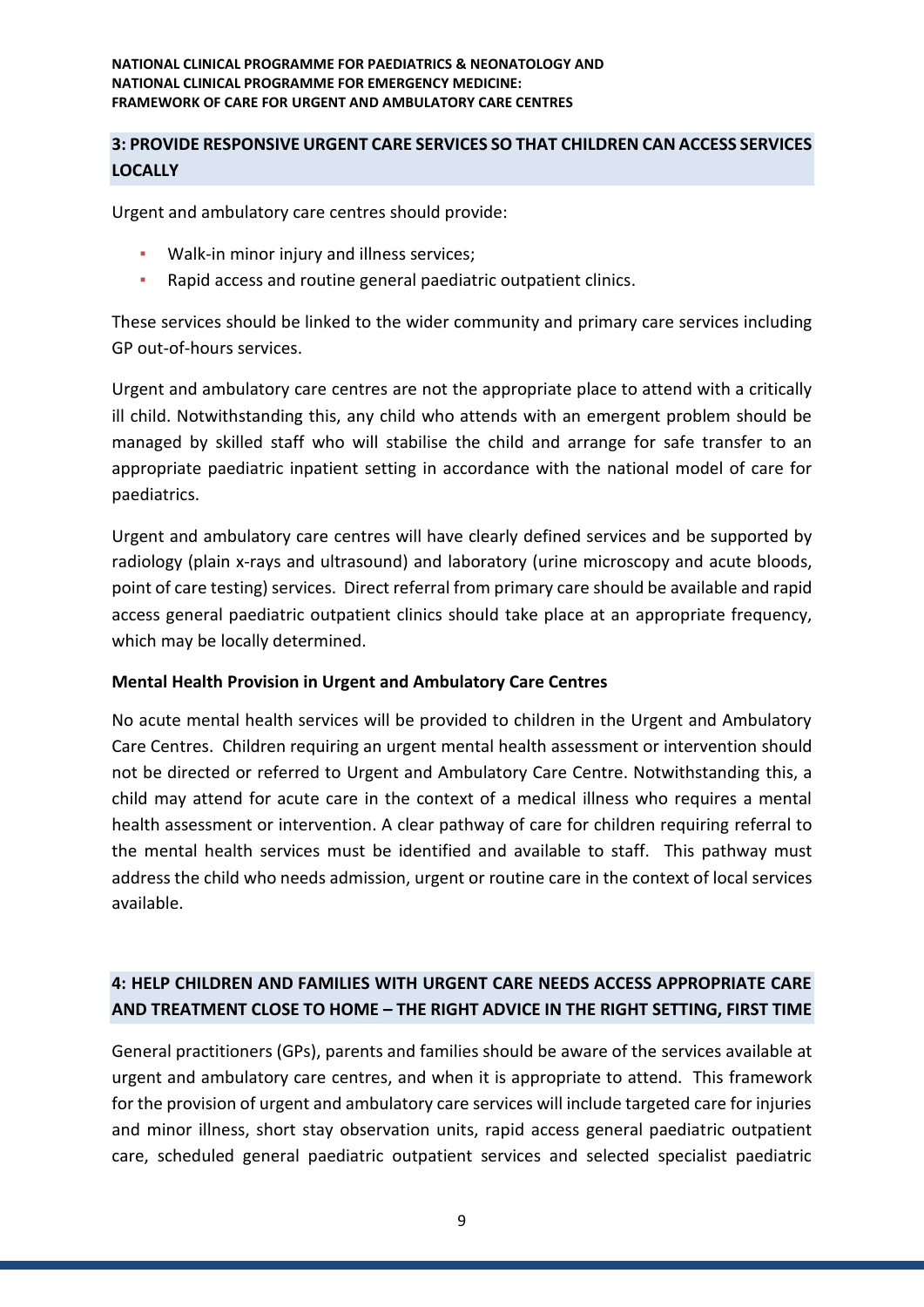## 3: PROVIDE RESPONSIVE URGENT CARE SERVICES SO THAT CHILDREN CAN ACCESS SERVICES LOCALLY

Urgent and ambulatory care centres should provide:

- Walk-in minor injury and illness services;
- Rapid access and routine general paediatric outpatient clinics.

These services should be linked to the wider community and primary care services including GP out-of-hours services.

Urgent and ambulatory care centres are not the appropriate place to attend with a critically ill child. Notwithstanding this, any child who attends with an emergent problem should be managed by skilled staff who will stabilise the child and arrange for safe transfer to an appropriate paediatric inpatient setting in accordance with the national model of care for paediatrics.

Urgent and ambulatory care centres will have clearly defined services and be supported by radiology (plain x-rays and ultrasound) and laboratory (urine microscopy and acute bloods, point of care testing) services. Direct referral from primary care should be available and rapid access general paediatric outpatient clinics should take place at an appropriate frequency, which may be locally determined.

**Mental Health Provision in Urgent and Ambulatory Care Centres**

No acute mental health services will be provided to children in the Urgent and Ambulatory Care Centres. Children requiring an urgent mental health assessment or intervention should not be directed or referred to Urgent and Ambulatory Care Centre. Notwithstanding this, a child may attend for acute care in the context of a medical illness who requires a mental health assessment or intervention. A clear pathway of care for children requiring referral to the mental health services must be identified and available to staff. This pathway must address the child who needs admission, urgent or routine care in the context of local services available.

## 4: HELP CHILDREN AND FAMILIES WITH URGENT CARE NEEDS ACCESS APPROPRIATE CARE AND TREATMENT CLOSE TO HOME – THE RIGHT ADVICE IN THE RIGHT SETTING, FIRST TIME

General practitioners (GPs), parents and families should be aware of the services available at urgent and ambulatory care centres, and when it is appropriate to attend. This framework for the provision of urgent and ambulatory care services will include targeted care for injuries and minor illness, short stay observation units, rapid access general paediatric outpatient care, scheduled general paediatric outpatient services and selected specialist paediatric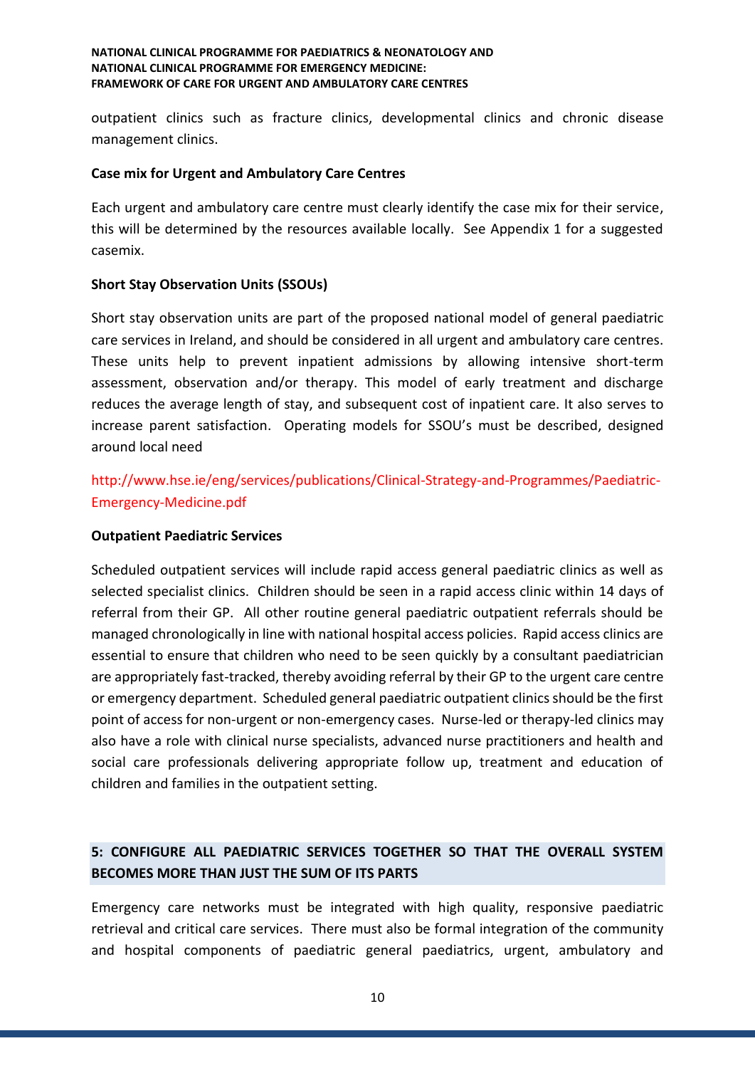outpatient clinics such as fracture clinics, developmental clinics and chronic disease management clinics.

**Case mix for Urgent and Ambulatory Care Centres**

Each urgent and ambulatory care centre must clearly identify the case mix for their service, this will be determined by the resources available locally. See Appendix 1 for a suggested casemix.

**Short Stay Observation Units (SSOUs)**

Short stay observation units are part of the proposed national model of general paediatric care services in Ireland, and should be considered in all urgent and ambulatory care centres. These units help to prevent inpatient admissions by allowing intensive short-term assessment, observation and/or therapy. This model of early treatment and discharge reduces the average length of stay, and subsequent cost of inpatient care. It also serves to increase parent satisfaction. Operating models for SSOU's must be described, designed around local need

http://www.hse.ie/eng/services/publications/Clinical-Strategy-and-Programmes/Paediatric-Emergency-Medicine.pdf

**Outpatient Paediatric Services**

Scheduled outpatient services will include rapid access general paediatric clinics as well as selected specialist clinics. Children should be seen in a rapid access clinic within 14 days of referral from their GP. All other routine general paediatric outpatient referrals should be managed chronologically in line with national hospital access policies. Rapid access clinics are essential to ensure that children who need to be seen quickly by a consultant paediatrician are appropriately fast-tracked, thereby avoiding referral by their GP to the urgent care centre or emergency department. Scheduled general paediatric outpatient clinics should be the first point of access for non-urgent or non-emergency cases. Nurse-led or therapy-led clinics may also have a role with clinical nurse specialists, advanced nurse practitioners and health and social care professionals delivering appropriate follow up, treatment and education of children and families in the outpatient setting.

## 5: CONFIGURE ALL PAEDIATRIC SERVICES TOGETHER SO THAT THE OVERALL SYSTEM BECOMES MORE THAN JUST THE SUM OF ITS PARTS

Emergency care networks must be integrated with high quality, responsive paediatric retrieval and critical care services. There must also be formal integration of the community and hospital components of paediatric general paediatrics, urgent, ambulatory and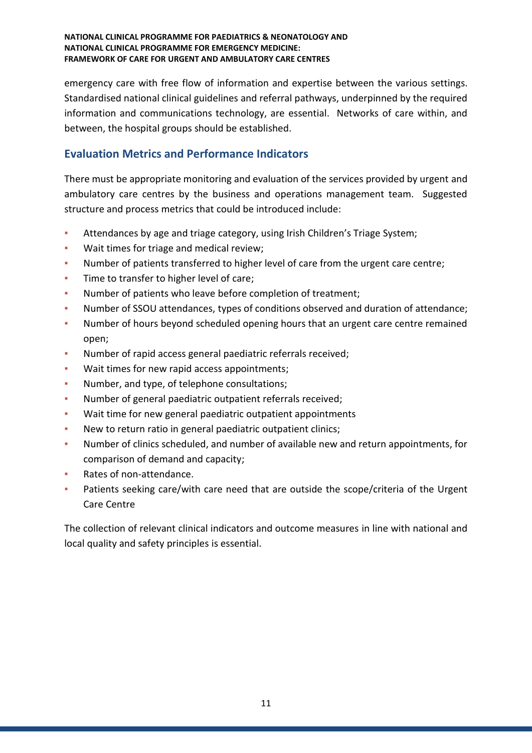emergency care with free flow of information and expertise between the various settings. Standardised national clinical guidelines and referral pathways, underpinned by the required information and communications technology, are essential. Networks of care within, and between, the hospital groups should be established.

## Evaluation Metrics and Performance Indicators

There must be appropriate monitoring and evaluation of the services provided by urgent and ambulatory care centres by the business and operations management team. Suggested structure and process metrics that could be introduced include:

- Attendances by age and triage category, using Irish Children's Triage System;
- Wait times for triage and medical review;
- Number of patients transferred to higher level of care from the urgent care centre;
- Time to transfer to higher level of care;
- Number of patients who leave before completion of treatment;
- Number of SSOU attendances, types of conditions observed and duration of attendance;
- Number of hours beyond scheduled opening hours that an urgent care centre remained open;
- Number of rapid access general paediatric referrals received;
- Wait times for new rapid access appointments;
- Number, and type, of telephone consultations;
- Number of general paediatric outpatient referrals received;
- Wait time for new general paediatric outpatient appointments
- New to return ratio in general paediatric outpatient clinics;
- Number of clinics scheduled, and number of available new and return appointments, for comparison of demand and capacity;
- Rates of non-attendance.
- Patients seeking care/with care need that are outside the scope/criteria of the Urgent Care Centre

The collection of relevant clinical indicators and outcome measures in line with national and local quality and safety principles is essential.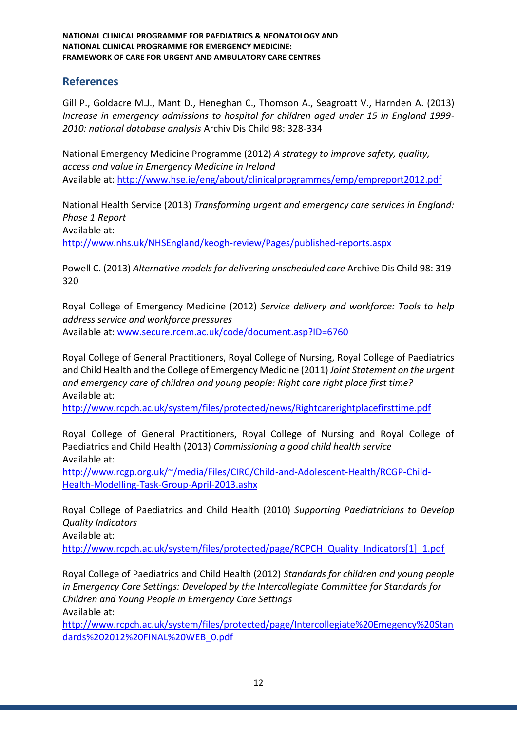## References

Gill P., Goldacre M.J., Mant D., Heneghan C., Thomson A., Seagroatt V., Harnden A. (2013) *Increase in emergency admissions to hospital for children aged under 15 in England 1999-2010: national database analysis* Archiv Dis Child 98: 328-334

National Emergency Medicine Programme (2012) *A strategy to improve safety, quality, access and value in Emergency Medicine in Ireland*
Available at: http://www.hse.ie/eng/about/clinicalprogrammes/emp/empreport2012.pdf

National Health Service (2013) *Transforming urgent and emergency care services in England: Phase 1 Report*
Available at:
http://www.nhs.uk/NHSEngland/keogh-review/Pages/published-reports.aspx

Powell C. (2013) *Alternative models for delivering unscheduled care* Archive Dis Child 98: 319-320

Royal College of Emergency Medicine (2012) *Service delivery and workforce: Tools to help address service and workforce pressures*
Available at: www.secure.rcem.ac.uk/code/document.asp?ID=6760

Royal College of General Practitioners, Royal College of Nursing, Royal College of Paediatrics and Child Health and the College of Emergency Medicine (2011) *Joint Statement on the urgent and emergency care of children and young people: Right care right place first time?*
Available at:
http://www.rcpch.ac.uk/system/files/protected/news/Rightcarerightplacefirsttime.pdf

Royal College of General Practitioners, Royal College of Nursing and Royal College of Paediatrics and Child Health (2013) *Commissioning a good child health service*
Available at:
http://www.rcgp.org.uk/~/media/Files/CIRC/Child-and-Adolescent-Health/RCGP-Child-Health-Modelling-Task-Group-April-2013.ashx

Royal College of Paediatrics and Child Health (2010) *Supporting Paediatricians to Develop Quality Indicators*
Available at:
http://www.rcpch.ac.uk/system/files/protected/page/RCPCH_Quality_Indicators[1]_1.pdf

Royal College of Paediatrics and Child Health (2012) *Standards for children and young people in Emergency Care Settings: Developed by the Intercollegiate Committee for Standards for Children and Young People in Emergency Care Settings*
Available at:
http://www.rcpch.ac.uk/system/files/protected/page/Intercollegiate%20Emegency%20Standards%202012%20FINAL%20WEB_0.pdf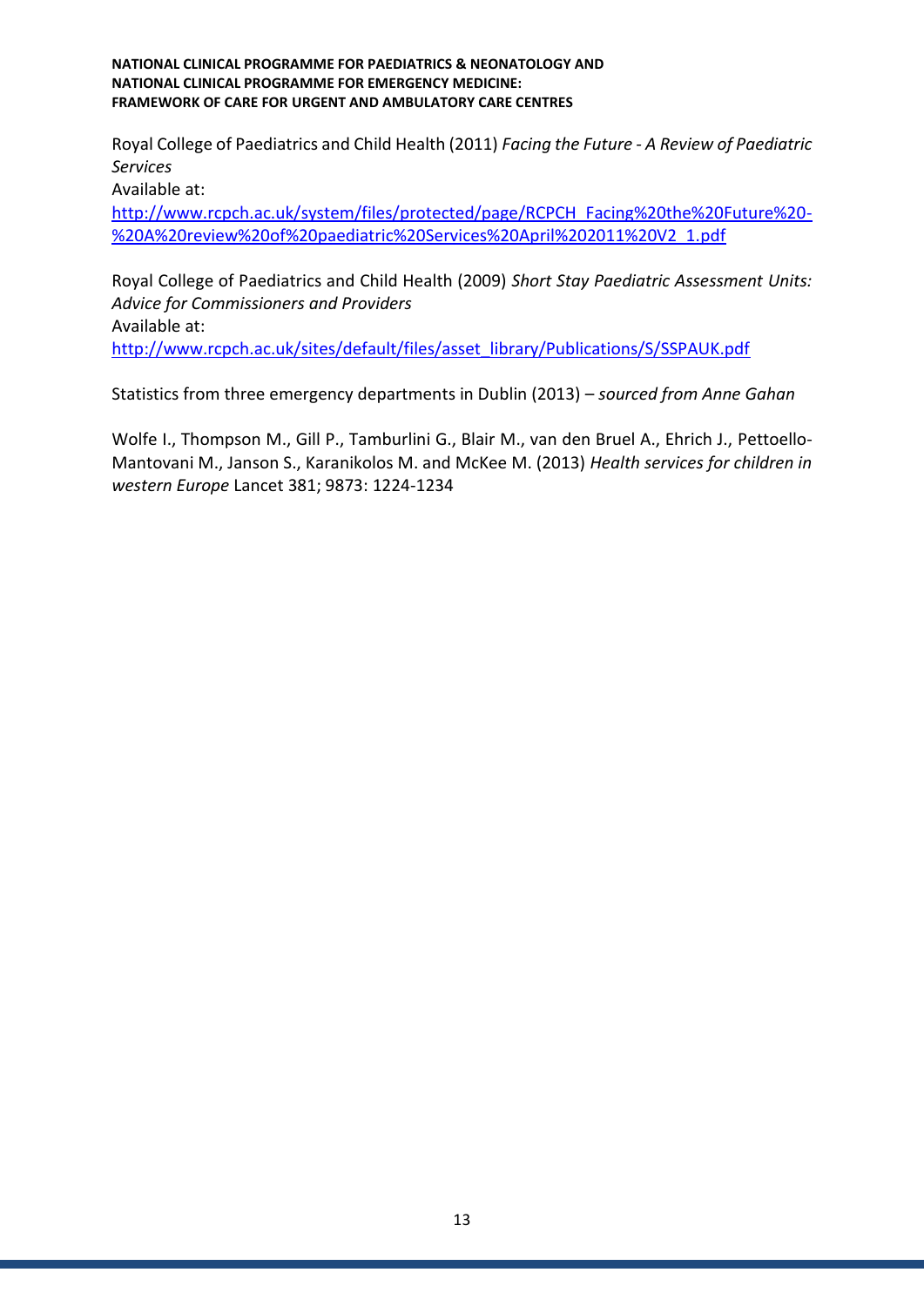Royal College of Paediatrics and Child Health (2011) *Facing the Future - A Review of Paediatric Services*
Available at:
[http://www.rcpch.ac.uk/system/files/protected/page/RCPCH_Facing%20the%20Future%20-%20A%20review%20of%20paediatric%20Services%20April%202011%20V2_1.pdf](http://www.rcpch.ac.uk/system/files/protected/page/RCPCH_Facing%20the%20Future%20-%20A%20review%20of%20paediatric%20Services%20April%202011%20V2_1.pdf)

Royal College of Paediatrics and Child Health (2009) *Short Stay Paediatric Assessment Units: Advice for Commissioners and Providers*
Available at:
[http://www.rcpch.ac.uk/sites/default/files/asset_library/Publications/S/SSPAUK.pdf](http://www.rcpch.ac.uk/sites/default/files/asset_library/Publications/S/SSPAUK.pdf)

Statistics from three emergency departments in Dublin (2013) – *sourced from Anne Gahan*

Wolfe I., Thompson M., Gill P., Tamburlini G., Blair M., van den Bruel A., Ehrich J., Pettoello-Mantovani M., Janson S., Karanikolos M. and McKee M. (2013) *Health services for children in western Europe* Lancet 381; 9873: 1224-1234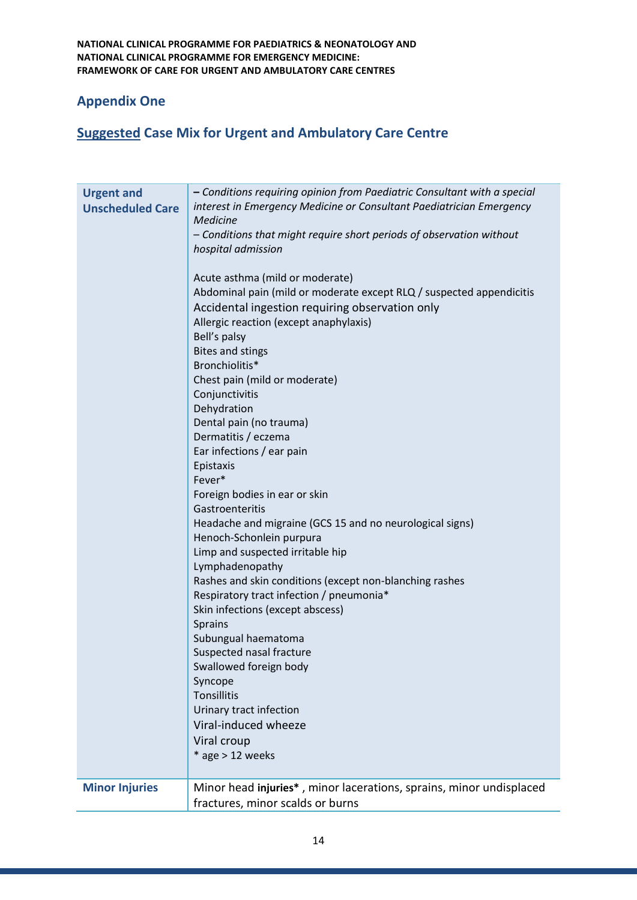## Appendix One

## Suggested Case Mix for Urgent and Ambulatory Care Centre

| | |
|---|---|
| **Urgent and Unscheduled Care** | – *Conditions requiring opinion from Paediatric Consultant with a special interest in Emergency Medicine or Consultant Paediatrician Emergency Medicine*<br>– *Conditions that might require short periods of observation without hospital admission*<br><br>Acute asthma (mild or moderate)<br>Abdominal pain (mild or moderate except RLQ / suspected appendicitis<br>Accidental ingestion requiring observation only<br>Allergic reaction (except anaphylaxis)<br>Bell's palsy<br>Bites and stings<br>Bronchiolitis*<br>Chest pain (mild or moderate)<br>Conjunctivitis<br>Dehydration<br>Dental pain (no trauma)<br>Dermatitis / eczema<br>Ear infections / ear pain<br>Epistaxis<br>Fever*<br>Foreign bodies in ear or skin<br>Gastroenteritis<br>Headache and migraine (GCS 15 and no neurological signs)<br>Henoch-Schonlein purpura<br>Limp and suspected irritable hip<br>Lymphadenopathy<br>Rashes and skin conditions (except non-blanching rashes<br>Respiratory tract infection / pneumonia*<br>Skin infections (except abscess)<br>Sprains<br>Subungual haematoma<br>Suspected nasal fracture<br>Swallowed foreign body<br>Syncope<br>Tonsillitis<br>Urinary tract infection<br>Viral-induced wheeze<br>Viral croup<br>* age > 12 weeks |
| **Minor Injuries** | Minor head **injuries*** , minor lacerations, sprains, minor undisplaced fractures, minor scalds or burns |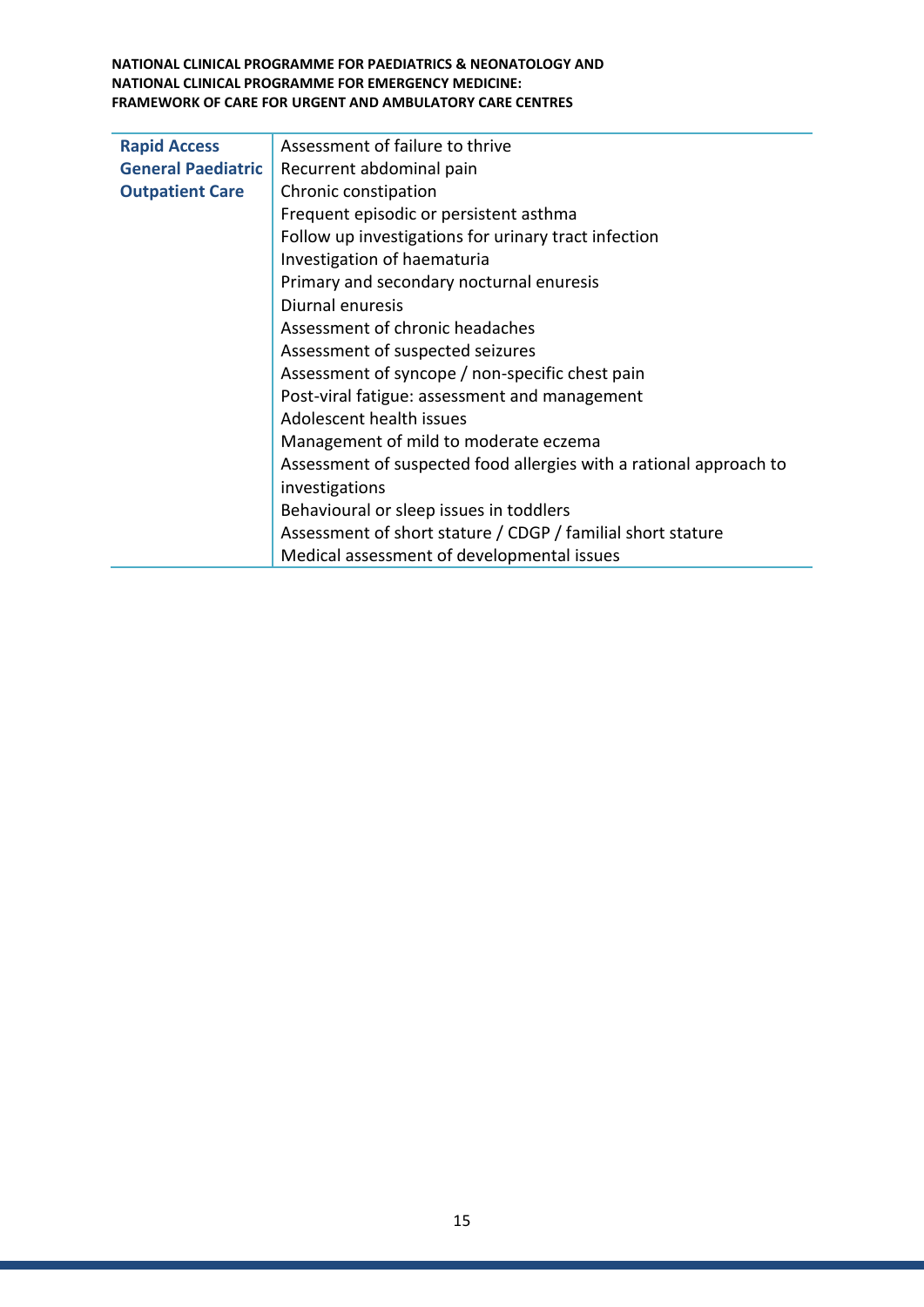| | |
|---|---|
| **Rapid Access General Paediatric Outpatient Care** | Assessment of failure to thrive<br>Recurrent abdominal pain<br>Chronic constipation<br>Frequent episodic or persistent asthma<br>Follow up investigations for urinary tract infection<br>Investigation of haematuria<br>Primary and secondary nocturnal enuresis<br>Diurnal enuresis<br>Assessment of chronic headaches<br>Assessment of suspected seizures<br>Assessment of syncope / non-specific chest pain<br>Post-viral fatigue: assessment and management<br>Adolescent health issues<br>Management of mild to moderate eczema<br>Assessment of suspected food allergies with a rational approach to investigations<br>Behavioural or sleep issues in toddlers<br>Assessment of short stature / CDGP / familial short stature<br>Medical assessment of developmental issues |